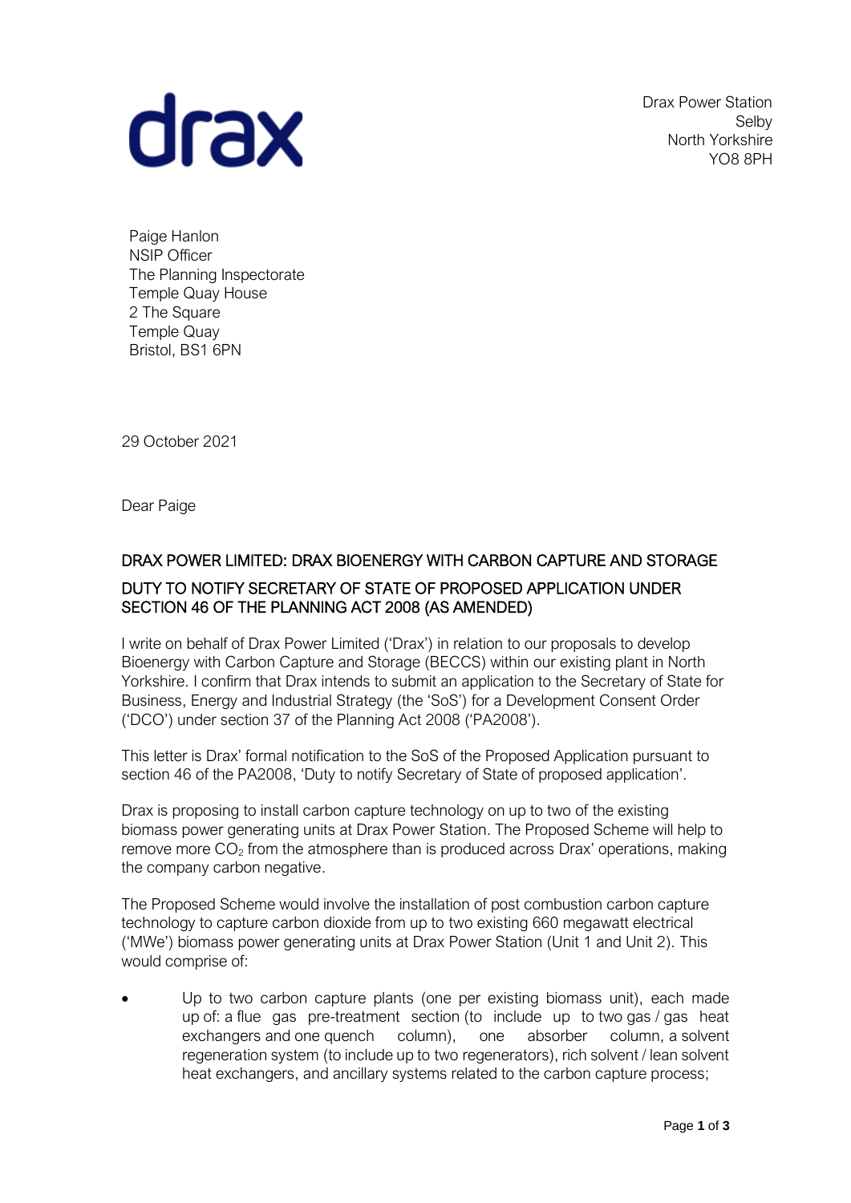drax

Drax Power Station
Selby
North Yorkshire
YO8 8PH

Paige Hanlon
NSIP Officer
The Planning Inspectorate
Temple Quay House
2 The Square
Temple Quay
Bristol, BS1 6PN

29 October 2021

Dear Paige

**DRAX POWER LIMITED: DRAX BIOENERGY WITH CARBON CAPTURE AND STORAGE**

**DUTY TO NOTIFY SECRETARY OF STATE OF PROPOSED APPLICATION UNDER SECTION 46 OF THE PLANNING ACT 2008 (AS AMENDED)**

I write on behalf of Drax Power Limited ('Drax') in relation to our proposals to develop Bioenergy with Carbon Capture and Storage (BECCS) within our existing plant in North Yorkshire. I confirm that Drax intends to submit an application to the Secretary of State for Business, Energy and Industrial Strategy (the 'SoS') for a Development Consent Order ('DCO') under section 37 of the Planning Act 2008 ('PA2008').

This letter is Drax' formal notification to the SoS of the Proposed Application pursuant to section 46 of the PA2008, 'Duty to notify Secretary of State of proposed application'.

Drax is proposing to install carbon capture technology on up to two of the existing biomass power generating units at Drax Power Station. The Proposed Scheme will help to remove more $CO_2$ from the atmosphere than is produced across Drax' operations, making the company carbon negative.

The Proposed Scheme would involve the installation of post combustion carbon capture technology to capture carbon dioxide from up to two existing 660 megawatt electrical ('MWe') biomass power generating units at Drax Power Station (Unit 1 and Unit 2). This would comprise of:

- Up to two carbon capture plants (one per existing biomass unit), each made up of: a flue gas pre-treatment section (to include up to two gas / gas heat exchangers and one quench column), one absorber column, a solvent regeneration system (to include up to two regenerators), rich solvent / lean solvent heat exchangers, and ancillary systems related to the carbon capture process;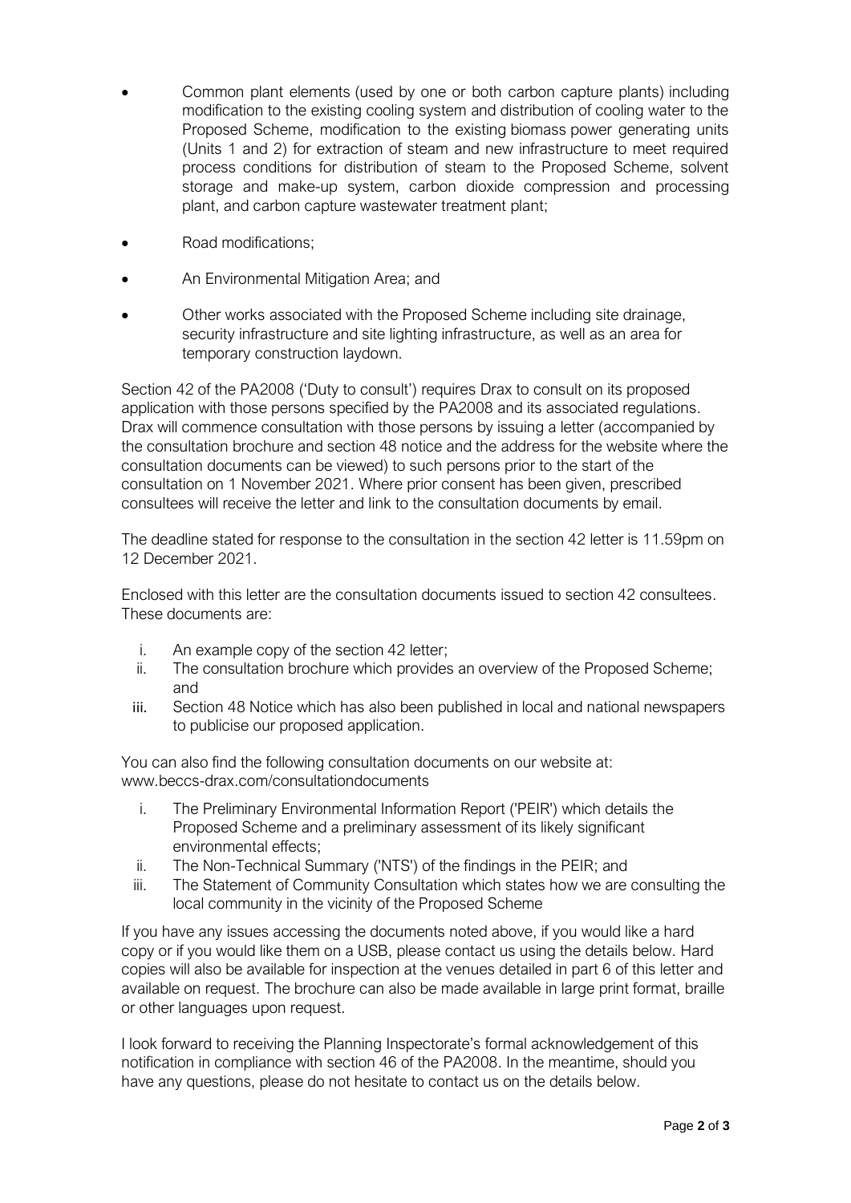- Common plant elements (used by one or both carbon capture plants) including modification to the existing cooling system and distribution of cooling water to the Proposed Scheme, modification to the existing biomass power generating units (Units 1 and 2) for extraction of steam and new infrastructure to meet required process conditions for distribution of steam to the Proposed Scheme, solvent storage and make-up system, carbon dioxide compression and processing plant, and carbon capture wastewater treatment plant;
- Road modifications;
- An Environmental Mitigation Area; and
- Other works associated with the Proposed Scheme including site drainage, security infrastructure and site lighting infrastructure, as well as an area for temporary construction laydown.

Section 42 of the PA2008 ('Duty to consult') requires Drax to consult on its proposed application with those persons specified by the PA2008 and its associated regulations. Drax will commence consultation with those persons by issuing a letter (accompanied by the consultation brochure and section 48 notice and the address for the website where the consultation documents can be viewed) to such persons prior to the start of the consultation on 1 November 2021. Where prior consent has been given, prescribed consultees will receive the letter and link to the consultation documents by email.

The deadline stated for response to the consultation in the section 42 letter is 11.59pm on 12 December 2021.

Enclosed with this letter are the consultation documents issued to section 42 consultees. These documents are:

i. An example copy of the section 42 letter;
ii. The consultation brochure which provides an overview of the Proposed Scheme; and
iii. Section 48 Notice which has also been published in local and national newspapers to publicise our proposed application.

You can also find the following consultation documents on our website at: www.beccs-drax.com/consultationdocuments

i. The Preliminary Environmental Information Report ('PEIR') which details the Proposed Scheme and a preliminary assessment of its likely significant environmental effects;
ii. The Non-Technical Summary ('NTS') of the findings in the PEIR; and
iii. The Statement of Community Consultation which states how we are consulting the local community in the vicinity of the Proposed Scheme

If you have any issues accessing the documents noted above, if you would like a hard copy or if you would like them on a USB, please contact us using the details below. Hard copies will also be available for inspection at the venues detailed in part 6 of this letter and available on request. The brochure can also be made available in large print format, braille or other languages upon request.

I look forward to receiving the Planning Inspectorate's formal acknowledgement of this notification in compliance with section 46 of the PA2008. In the meantime, should you have any questions, please do not hesitate to contact us on the details below.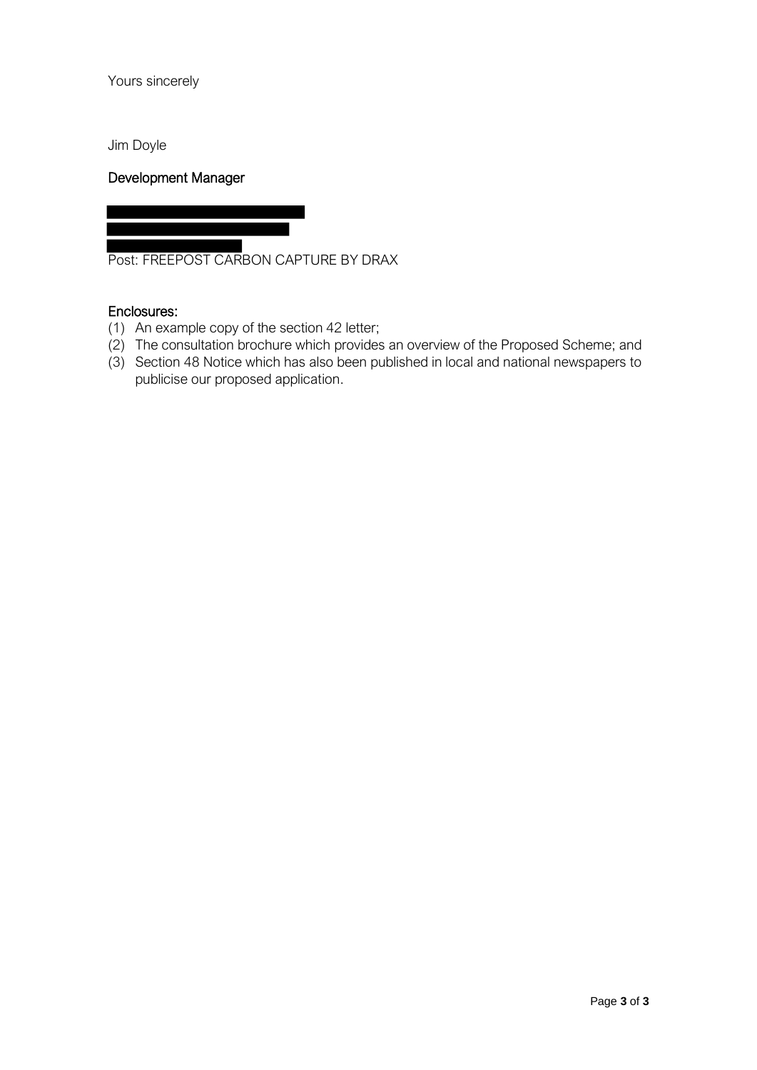Yours sincerely

Jim Doyle

Development Manager

Post: FREEPOST CARBON CAPTURE BY DRAX

Enclosures:

(1) An example copy of the section 42 letter;
(2) The consultation brochure which provides an overview of the Proposed Scheme; and
(3) Section 48 Notice which has also been published in local and national newspapers to publicise our proposed application.